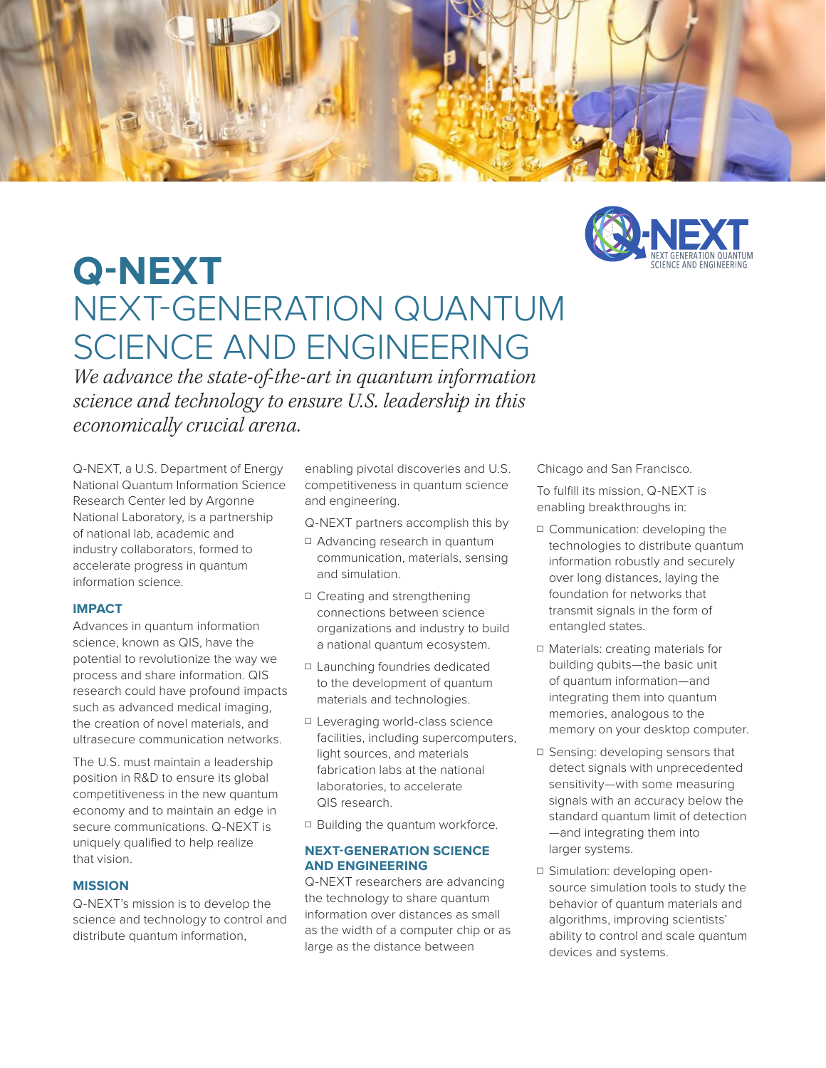# Q-NEXT

## NEXT-GENERATION QUANTUM SCIENCE AND ENGINEERING

*We advance the state-of-the-art in quantum information science and technology to ensure U.S. leadership in this economically crucial arena.*

Q-NEXT, a U.S. Department of Energy National Quantum Information Science Research Center led by Argonne National Laboratory, is a partnership of national lab, academic and industry collaborators, formed to accelerate progress in quantum information science.

### IMPACT

Advances in quantum information science, known as QIS, have the potential to revolutionize the way we process and share information. QIS research could have profound impacts such as advanced medical imaging, the creation of novel materials, and ultrasecure communication networks.

The U.S. must maintain a leadership position in R&D to ensure its global competitiveness in the new quantum economy and to maintain an edge in secure communications. Q-NEXT is uniquely qualified to help realize that vision.

### MISSION

Q-NEXT's mission is to develop the science and technology to control and distribute quantum information, enabling pivotal discoveries and U.S. competitiveness in quantum science and engineering.

Q-NEXT partners accomplish this by

- Advancing research in quantum communication, materials, sensing and simulation.
- Creating and strengthening connections between science organizations and industry to build a national quantum ecosystem.
- Launching foundries dedicated to the development of quantum materials and technologies.
- Leveraging world-class science facilities, including supercomputers, light sources, and materials fabrication labs at the national laboratories, to accelerate QIS research.
- Building the quantum workforce.

### NEXT-GENERATION SCIENCE AND ENGINEERING

Q-NEXT researchers are advancing the technology to share quantum information over distances as small as the width of a computer chip or as large as the distance between Chicago and San Francisco.

To fulfill its mission, Q-NEXT is enabling breakthroughs in:

- Communication: developing the technologies to distribute quantum information robustly and securely over long distances, laying the foundation for networks that transmit signals in the form of entangled states.
- Materials: creating materials for building qubits—the basic unit of quantum information—and integrating them into quantum memories, analogous to the memory on your desktop computer.
- Sensing: developing sensors that detect signals with unprecedented sensitivity—with some measuring signals with an accuracy below the standard quantum limit of detection—and integrating them into larger systems.
- Simulation: developing open-source simulation tools to study the behavior of quantum materials and algorithms, improving scientists' ability to control and scale quantum devices and systems.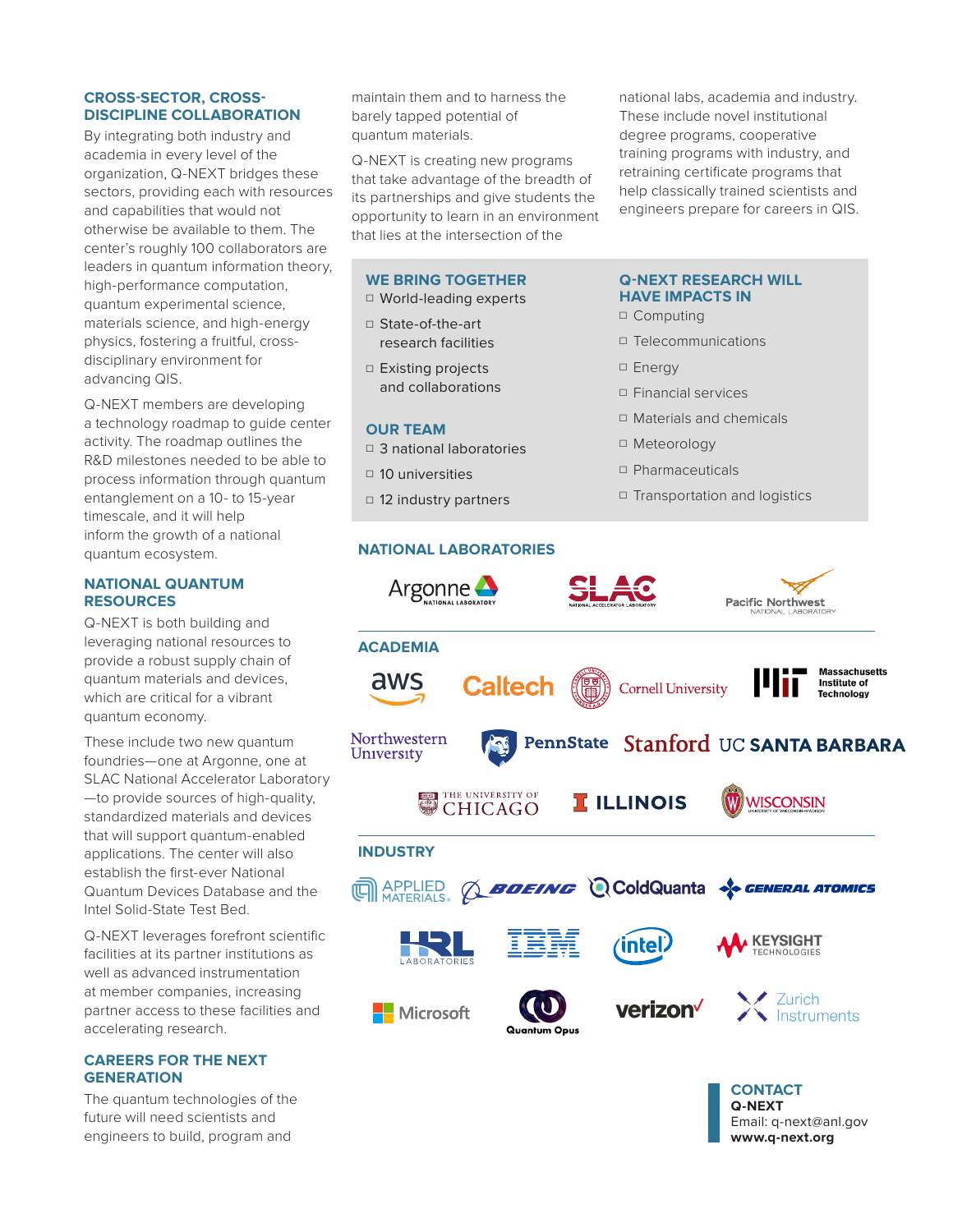### CROSS-SECTOR, CROSS-DISCIPLINE COLLABORATION

By integrating both industry and academia in every level of the organization, Q-NEXT bridges these sectors, providing each with resources and capabilities that would not otherwise be available to them. The center's roughly 100 collaborators are leaders in quantum information theory, high-performance computation, quantum experimental science, materials science, and high-energy physics, fostering a fruitful, cross-disciplinary environment for advancing QIS.

Q-NEXT members are developing a technology roadmap to guide center activity. The roadmap outlines the R&D milestones needed to be able to process information through quantum entanglement on a 10- to 15-year timescale, and it will help inform the growth of a national quantum ecosystem.

### NATIONAL QUANTUM RESOURCES

Q-NEXT is both building and leveraging national resources to provide a robust supply chain of quantum materials and devices, which are critical for a vibrant quantum economy.

These include two new quantum foundries—one at Argonne, one at SLAC National Accelerator Laboratory—to provide sources of high-quality, standardized materials and devices that will support quantum-enabled applications. The center will also establish the first-ever National Quantum Devices Database and the Intel Solid-State Test Bed.

Q-NEXT leverages forefront scientific facilities at its partner institutions as well as advanced instrumentation at member companies, increasing partner access to these facilities and accelerating research.

### CAREERS FOR THE NEXT GENERATION

The quantum technologies of the future will need scientists and engineers to build, program and maintain them and to harness the barely tapped potential of quantum materials.

Q-NEXT is creating new programs that take advantage of the breadth of its partnerships and give students the opportunity to learn in an environment that lies at the intersection of the national labs, academia and industry. These include novel institutional degree programs, cooperative training programs with industry, and retraining certificate programs that help classically trained scientists and engineers prepare for careers in QIS.

### WE BRING TOGETHER

- World-leading experts
- State-of-the-art research facilities
- Existing projects and collaborations

### OUR TEAM

- 3 national laboratories
- 10 universities
- 12 industry partners

### Q-NEXT RESEARCH WILL HAVE IMPACTS IN

- Computing
- Telecommunications
- Energy
- Financial services
- Materials and chemicals
- Meteorology
- Pharmaceuticals
- Transportation and logistics

### NATIONAL LABORATORIES

Argonne National Laboratory
SLAC National Accelerator Laboratory
Pacific Northwest National Laboratory

### ACADEMIA

aws
Caltech
Cornell University
Massachusetts Institute of Technology
Northwestern University
PennState
Stanford
UC Santa Barbara
The University of Chicago
Illinois
Wisconsin University of Wisconsin–Madison

### INDUSTRY

Applied Materials
Boeing
ColdQuanta
General Atomics
HRL Laboratories
IBM
intel
Keysight Technologies
Microsoft
Quantum Opus
verizon
Zurich Instruments

### CONTACT

**Q-NEXT**
Email: q-next@anl.gov
**www.q-next.org**